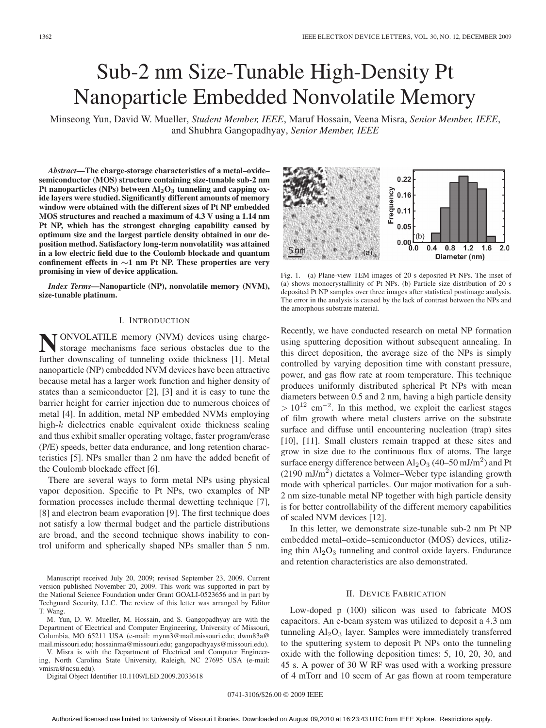# Sub-2 nm Size-Tunable High-Density Pt Nanoparticle Embedded Nonvolatile Memory

Minseong Yun, David W. Mueller, *Student Member, IEEE*, Maruf Hossain, Veena Misra, *Senior Member, IEEE*, and Shubhra Gangopadhyay, *Senior Member, IEEE*

***Abstract*—The charge-storage characteristics of a metal–oxide–semiconductor (MOS) structure containing size-tunable sub-2 nm Pt nanoparticles (NPs) between $Al_2O_3$ tunneling and capping oxide layers were studied. Significantly different amounts of memory window were obtained with the different sizes of Pt NP embedded MOS structures and reached a maximum of 4.3 V using a 1.14 nm Pt NP, which has the strongest charging capability caused by optimum size and the largest particle density obtained in our deposition method. Satisfactory long-term nonvolatility was attained in a low electric field due to the Coulomb blockade and quantum confinement effects in ∼1 nm Pt NP. These properties are very promising in view of device application.**

***Index Terms*—Nanoparticle (NP), nonvolatile memory (NVM), size-tunable platinum.**

## I. Introduction

Nonvolatile memory (NVM) devices using charge-storage mechanisms face serious obstacles due to the further downscaling of tunneling oxide thickness [1]. Metal nanoparticle (NP) embedded NVM devices have been attractive because metal has a larger work function and higher density of states than a semiconductor [2], [3] and it is easy to tune the barrier height for carrier injection due to numerous choices of metal [4]. In addition, metal NP embedded NVMs employing high-*k* dielectrics enable equivalent oxide thickness scaling and thus exhibit smaller operating voltage, faster program/erase (P/E) speeds, better data endurance, and long retention characteristics [5]. NPs smaller than 2 nm have the added benefit of the Coulomb blockade effect [6].

There are several ways to form metal NPs using physical vapor deposition. Specific to Pt NPs, two examples of NP formation processes include thermal dewetting technique [7], [8] and electron beam evaporation [9]. The first technique does not satisfy a low thermal budget and the particle distributions are broad, and the second technique shows inability to control uniform and spherically shaped NPs smaller than 5 nm.

Manuscript received July 20, 2009; revised September 23, 2009. Current version published November 20, 2009. This work was supported in part by the National Science Foundation under Grant GOALI-0523656 and in part by Techguard Security, LLC. The review of this letter was arranged by Editor T. Wang.

M. Yun, D. W. Mueller, M. Hossain, and S. Gangopadhyay are with the Department of Electrical and Computer Engineering, University of Missouri, Columbia, MO 65211 USA (e-mail: mynn3@mail.missouri.edu; dwm83a@mail.missouri.edu; hossainma@missouri.edu; gangopadhyays@missouri.edu).

V. Misra is with the Department of Electrical and Computer Engineering, North Carolina State University, Raleigh, NC 27695 USA (e-mail: vmisra@ncsu.edu).

Digital Object Identifier 10.1109/LED.2009.2033618

Fig. 1. (a) Plane-view TEM images of 20 s deposited Pt NPs. The inset of (a) shows monocrystallinity of Pt NPs. (b) Particle size distribution of 20 s deposited Pt NP samples over three images after statistical postimage analysis. The error in the analysis is caused by the lack of contrast between the NPs and the amorphous substrate material.

Recently, we have conducted research on metal NP formation using sputtering deposition without subsequent annealing. In this direct deposition, the average size of the NPs is simply controlled by varying deposition time with constant pressure, power, and gas flow rate at room temperature. This technique produces uniformly distributed spherical Pt NPs with mean diameters between 0.5 and 2 nm, having a high particle density $> 10^{12}$ $cm^{-2}$. In this method, we exploit the earliest stages of film growth where metal clusters arrive on the substrate surface and diffuse until encountering nucleation (trap) sites [10], [11]. Small clusters remain trapped at these sites and grow in size due to the continuous flux of atoms. The large surface energy difference between $Al_2O_3$ (40–50 mJ/$m^2$) and Pt (2190 mJ/$m^2$) dictates a Volmer–Weber type islanding growth mode with spherical particles. Our major motivation for a sub-2 nm size-tunable metal NP together with high particle density is for better controllability of the different memory capabilities of scaled NVM devices [12].

In this letter, we demonstrate size-tunable sub-2 nm Pt NP embedded metal–oxide–semiconductor (MOS) devices, utilizing thin $Al_2O_3$ tunneling and control oxide layers. Endurance and retention characteristics are also demonstrated.

## II. Device Fabrication

Low-doped p (100) silicon was used to fabricate MOS capacitors. An e-beam system was utilized to deposit a 4.3 nm tunneling $Al_2O_3$ layer. Samples were immediately transferred to the sputtering system to deposit Pt NPs onto the tunneling oxide with the following deposition times: 5, 10, 20, 30, and 45 s. A power of 30 W RF was used with a working pressure of 4 mTorr and 10 sccm of Ar gas flowed at room temperature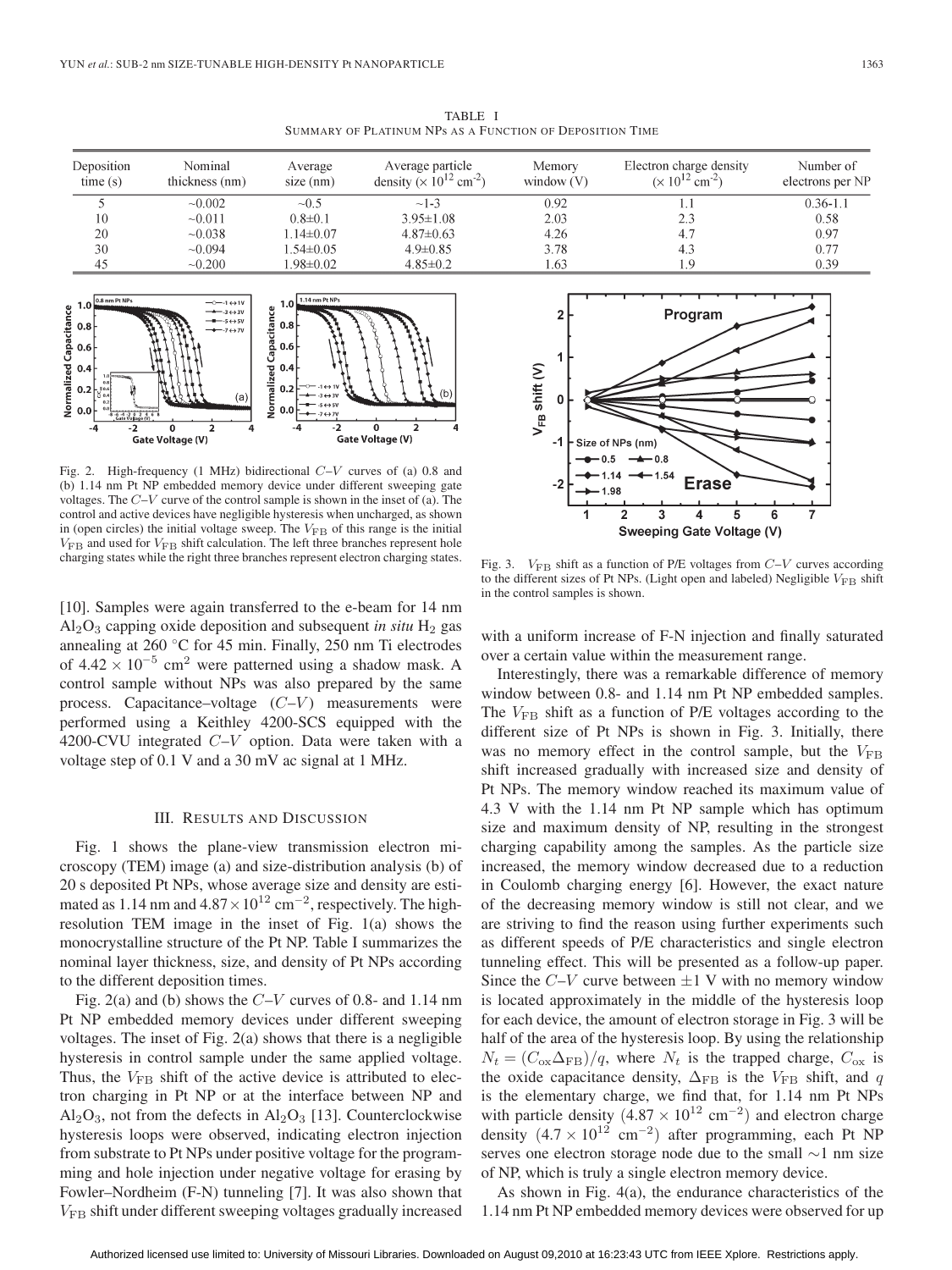TABLE I
SUMMARY OF PLATINUM NPs AS A FUNCTION OF DEPOSITION TIME

| Deposition time (s) | Nominal thickness (nm) | Average size (nm) | Average particle density ($\times 10^{12}$ cm$^{-2}$) | Memory window (V) | Electron charge density ($\times 10^{12}$ cm$^{-2}$) | Number of electrons per NP |
|---|---|---|---|---|---|---|
| 5 | ~0.002 | ~0.5 | ~1-3 | 0.92 | 1.1 | 0.36-1.1 |
| 10 | ~0.011 | 0.8±0.1 | 3.95±1.08 | 2.03 | 2.3 | 0.58 |
| 20 | ~0.038 | 1.14±0.07 | 4.87±0.63 | 4.26 | 4.7 | 0.97 |
| 30 | ~0.094 | 1.54±0.05 | 4.9±0.85 | 3.78 | 4.3 | 0.77 |
| 45 | ~0.200 | 1.98±0.02 | 4.85±0.2 | 1.63 | 1.9 | 0.39 |

Fig. 2. High-frequency (1 MHz) bidirectional $C$–$V$ curves of (a) 0.8 and (b) 1.14 nm Pt NP embedded memory device under different sweeping gate voltages. The $C$–$V$ curve of the control sample is shown in the inset of (a). The control and active devices have negligible hysteresis when uncharged, as shown in (open circles) the initial voltage sweep. The $V_{\text{FB}}$ of this range is the initial $V_{\text{FB}}$ and used for $V_{\text{FB}}$ shift calculation. The left three branches represent hole charging states while the right three branches represent electron charging states.

Fig. 3. $V_{\text{FB}}$ shift as a function of P/E voltages from $C$–$V$ curves according to the different sizes of Pt NPs. (Light open and labeled) Negligible $V_{\text{FB}}$ shift in the control samples is shown.

[10]. Samples were again transferred to the e-beam for 14 nm $Al_2O_3$ capping oxide deposition and subsequent *in situ* $H_2$ gas annealing at 260 °C for 45 min. Finally, 250 nm Ti electrodes of $4.42 \times 10^{-5}$ cm$^2$ were patterned using a shadow mask. A control sample without NPs was also prepared by the same process. Capacitance–voltage ($C$–$V$) measurements were performed using a Keithley 4200-SCS equipped with the 4200-CVU integrated $C$–$V$ option. Data were taken with a voltage step of 0.1 V and a 30 mV ac signal at 1 MHz.

## III. Results and Discussion

Fig. 1 shows the plane-view transmission electron microscopy (TEM) image (a) and size-distribution analysis (b) of 20 s deposited Pt NPs, whose average size and density are estimated as 1.14 nm and $4.87 \times 10^{12}$ cm$^{-2}$, respectively. The high-resolution TEM image in the inset of Fig. 1(a) shows the monocrystalline structure of the Pt NP. Table I summarizes the nominal layer thickness, size, and density of Pt NPs according to the different deposition times.

Fig. 2(a) and (b) shows the $C$–$V$ curves of 0.8- and 1.14 nm Pt NP embedded memory devices under different sweeping voltages. The inset of Fig. 2(a) shows that there is a negligible hysteresis in control sample under the same applied voltage. Thus, the $V_{\text{FB}}$ shift of the active device is attributed to electron charging in Pt NP or at the interface between NP and $Al_2O_3$, not from the defects in $Al_2O_3$ [13]. Counterclockwise hysteresis loops were observed, indicating electron injection from substrate to Pt NPs under positive voltage for the programming and hole injection under negative voltage for erasing by Fowler–Nordheim (F-N) tunneling [7]. It was also shown that $V_{\text{FB}}$ shift under different sweeping voltages gradually increased with a uniform increase of F-N injection and finally saturated over a certain value within the measurement range.

Interestingly, there was a remarkable difference of memory window between 0.8- and 1.14 nm Pt NP embedded samples. The $V_{\text{FB}}$ shift as a function of P/E voltages according to the different size of Pt NPs is shown in Fig. 3. Initially, there was no memory effect in the control sample, but the $V_{\text{FB}}$ shift increased gradually with increased size and density of Pt NPs. The memory window reached its maximum value of 4.3 V with the 1.14 nm Pt NP sample which has optimum size and maximum density of NP, resulting in the strongest charging capability among the samples. As the particle size increased, the memory window decreased due to a reduction in Coulomb charging energy [6]. However, the exact nature of the decreasing memory window is still not clear, and we are striving to find the reason using further experiments such as different speeds of P/E characteristics and single electron tunneling effect. This will be presented as a follow-up paper. Since the $C$–$V$ curve between ±1 V with no memory window is located approximately in the middle of the hysteresis loop for each device, the amount of electron storage in Fig. 3 will be half of the area of the hysteresis loop. By using the relationship $N_t = (C_{\text{ox}} \Delta_{\text{FB}})/q$, where $N_t$ is the trapped charge, $C_{\text{ox}}$ is the oxide capacitance density, $\Delta_{\text{FB}}$ is the $V_{\text{FB}}$ shift, and $q$ is the elementary charge, we find that, for 1.14 nm Pt NPs with particle density ($4.87 \times 10^{12}$ cm$^{-2}$) and electron charge density ($4.7 \times 10^{12}$ cm$^{-2}$) after programming, each Pt NP serves one electron storage node due to the small ~1 nm size of NP, which is truly a single electron memory device.

As shown in Fig. 4(a), the endurance characteristics of the 1.14 nm Pt NP embedded memory devices were observed for up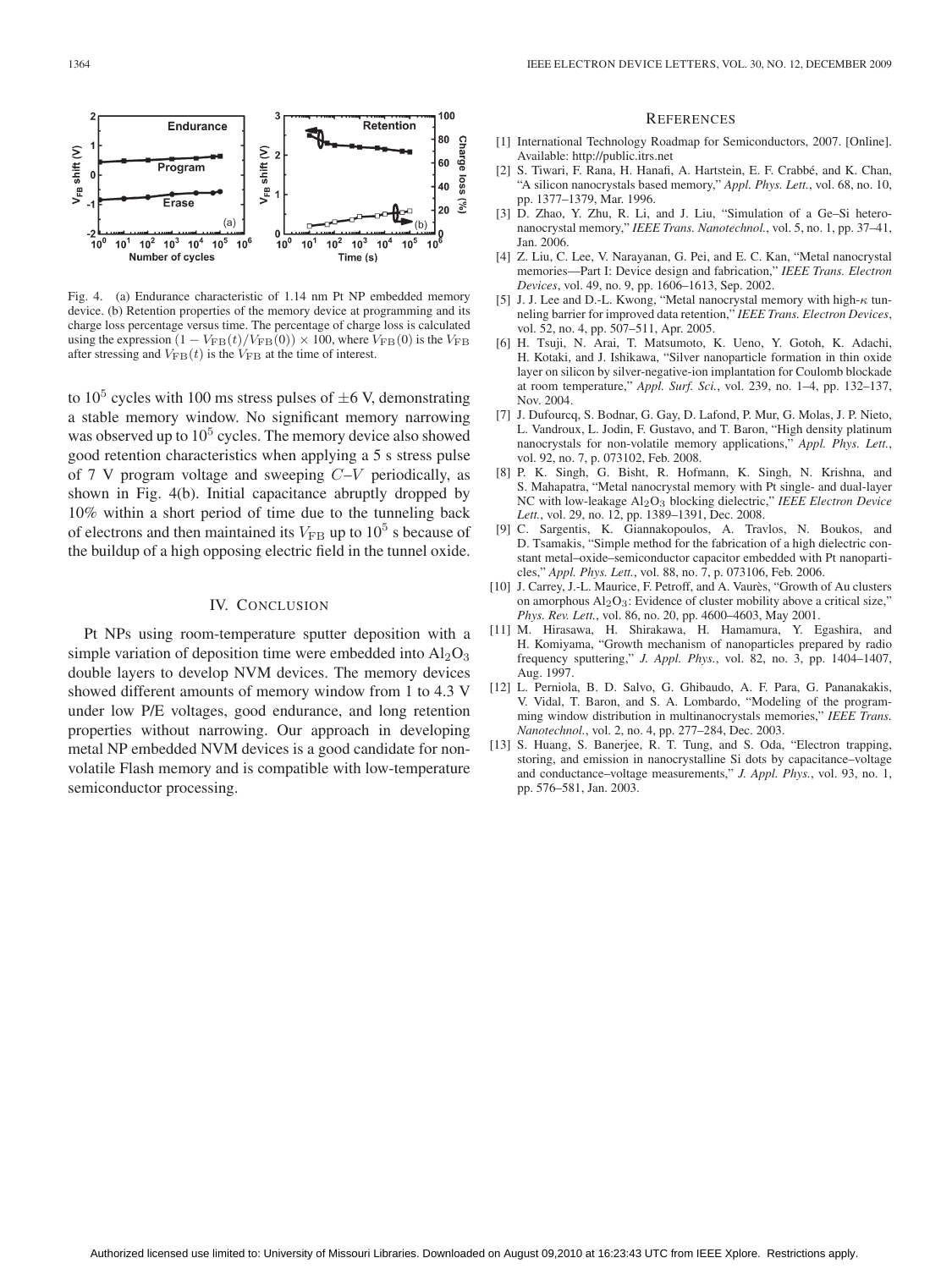Endurance

Program

Erase

(a)

$V_{FB}$ shift (V)

2 1 0 -1 -2

$10^0$ $10^1$ $10^2$ $10^3$ $10^4$ $10^5$ $10^6$

Number of cycles

Retention

(b)

$V_{FB}$ shift (V)

3 2 1 0

Charge loss (%)

100 80 60 40 20 0

$10^0$ $10^1$ $10^2$ $10^3$ $10^4$ $10^5$ $10^6$

Time (s)

Fig. 4. (a) Endurance characteristic of 1.14 nm Pt NP embedded memory device. (b) Retention properties of the memory device at programming and its charge loss percentage versus time. The percentage of charge loss is calculated using the expression $(1 - V_{\rm FB}(t)/V_{\rm FB}(0)) \times 100$, where $V_{\rm FB}(0)$ is the $V_{\rm FB}$ after stressing and $V_{\rm FB}(t)$ is the $V_{\rm FB}$ at the time of interest.

to $10^5$ cycles with 100 ms stress pulses of $\pm 6$ V, demonstrating a stable memory window. No significant memory narrowing was observed up to $10^5$ cycles. The memory device also showed good retention characteristics when applying a 5 s stress pulse of 7 V program voltage and sweeping $C$–$V$ periodically, as shown in Fig. 4(b). Initial capacitance abruptly dropped by 10% within a short period of time due to the tunneling back of electrons and then maintained its $V_{\rm FB}$ up to $10^5$ s because of the buildup of a high opposing electric field in the tunnel oxide.

## IV. Conclusion

Pt NPs using room-temperature sputter deposition with a simple variation of deposition time were embedded into $Al_2O_3$ double layers to develop NVM devices. The memory devices showed different amounts of memory window from 1 to 4.3 V under low P/E voltages, good endurance, and long retention properties without narrowing. Our approach in developing metal NP embedded NVM devices is a good candidate for non-volatile Flash memory and is compatible with low-temperature semiconductor processing.

## References

[1] International Technology Roadmap for Semiconductors, 2007. [Online]. Available: http://public.itrs.net

[2] S. Tiwari, F. Rana, H. Hanafi, A. Hartstein, E. F. Crabbé, and K. Chan, "A silicon nanocrystals based memory," *Appl. Phys. Lett.*, vol. 68, no. 10, pp. 1377–1379, Mar. 1996.

[3] D. Zhao, Y. Zhu, R. Li, and J. Liu, "Simulation of a Ge–Si hetero-nanocrystal memory," *IEEE Trans. Nanotechnol.*, vol. 5, no. 1, pp. 37–41, Jan. 2006.

[4] Z. Liu, C. Lee, V. Narayanan, G. Pei, and E. C. Kan, "Metal nanocrystal memories—Part I: Device design and fabrication," *IEEE Trans. Electron Devices*, vol. 49, no. 9, pp. 1606–1613, Sep. 2002.

[5] J. J. Lee and D.-L. Kwong, "Metal nanocrystal memory with high-$\kappa$ tunneling barrier for improved data retention," *IEEE Trans. Electron Devices*, vol. 52, no. 4, pp. 507–511, Apr. 2005.

[6] H. Tsuji, N. Arai, T. Matsumoto, K. Ueno, Y. Gotoh, K. Adachi, H. Kotaki, and J. Ishikawa, "Silver nanoparticle formation in thin oxide layer on silicon by silver-negative-ion implantation for Coulomb blockade at room temperature," *Appl. Surf. Sci.*, vol. 239, no. 1–4, pp. 132–137, Nov. 2004.

[7] J. Dufourcq, S. Bodnar, G. Gay, D. Lafond, P. Mur, G. Molas, J. P. Nieto, L. Vandroux, L. Jodin, F. Gustavo, and T. Baron, "High density platinum nanocrystals for non-volatile memory applications," *Appl. Phys. Lett.*, vol. 92, no. 7, p. 073102, Feb. 2008.

[8] P. K. Singh, G. Bisht, R. Hofmann, K. Singh, N. Krishna, and S. Mahapatra, "Metal nanocrystal memory with Pt single- and dual-layer NC with low-leakage $Al_2O_3$ blocking dielectric," *IEEE Electron Device Lett.*, vol. 29, no. 12, pp. 1389–1391, Dec. 2008.

[9] C. Sargentis, K. Giannakopoulos, A. Travlos, N. Boukos, and D. Tsamakis, "Simple method for the fabrication of a high dielectric constant metal–oxide–semiconductor capacitor embedded with Pt nanoparticles," *Appl. Phys. Lett.*, vol. 88, no. 7, p. 073106, Feb. 2006.

[10] J. Carrey, J.-L. Maurice, F. Petroff, and A. Vaurès, "Growth of Au clusters on amorphous $Al_2O_3$: Evidence of cluster mobility above a critical size," *Phys. Rev. Lett.*, vol. 86, no. 20, pp. 4600–4603, May 2001.

[11] M. Hirasawa, H. Shirakawa, H. Hamamura, Y. Egashira, and H. Komiyama, "Growth mechanism of nanoparticles prepared by radio frequency sputtering," *J. Appl. Phys.*, vol. 82, no. 3, pp. 1404–1407, Aug. 1997.

[12] L. Perniola, B. D. Salvo, G. Ghibaudo, A. F. Para, G. Pananakakis, V. Vidal, T. Baron, and S. A. Lombardo, "Modeling of the programming window distribution in multinanocrystals memories," *IEEE Trans. Nanotechnol.*, vol. 2, no. 4, pp. 277–284, Dec. 2003.

[13] S. Huang, S. Banerjee, R. T. Tung, and S. Oda, "Electron trapping, storing, and emission in nanocrystalline Si dots by capacitance–voltage and conductance–voltage measurements," *J. Appl. Phys.*, vol. 93, no. 1, pp. 576–581, Jan. 2003.